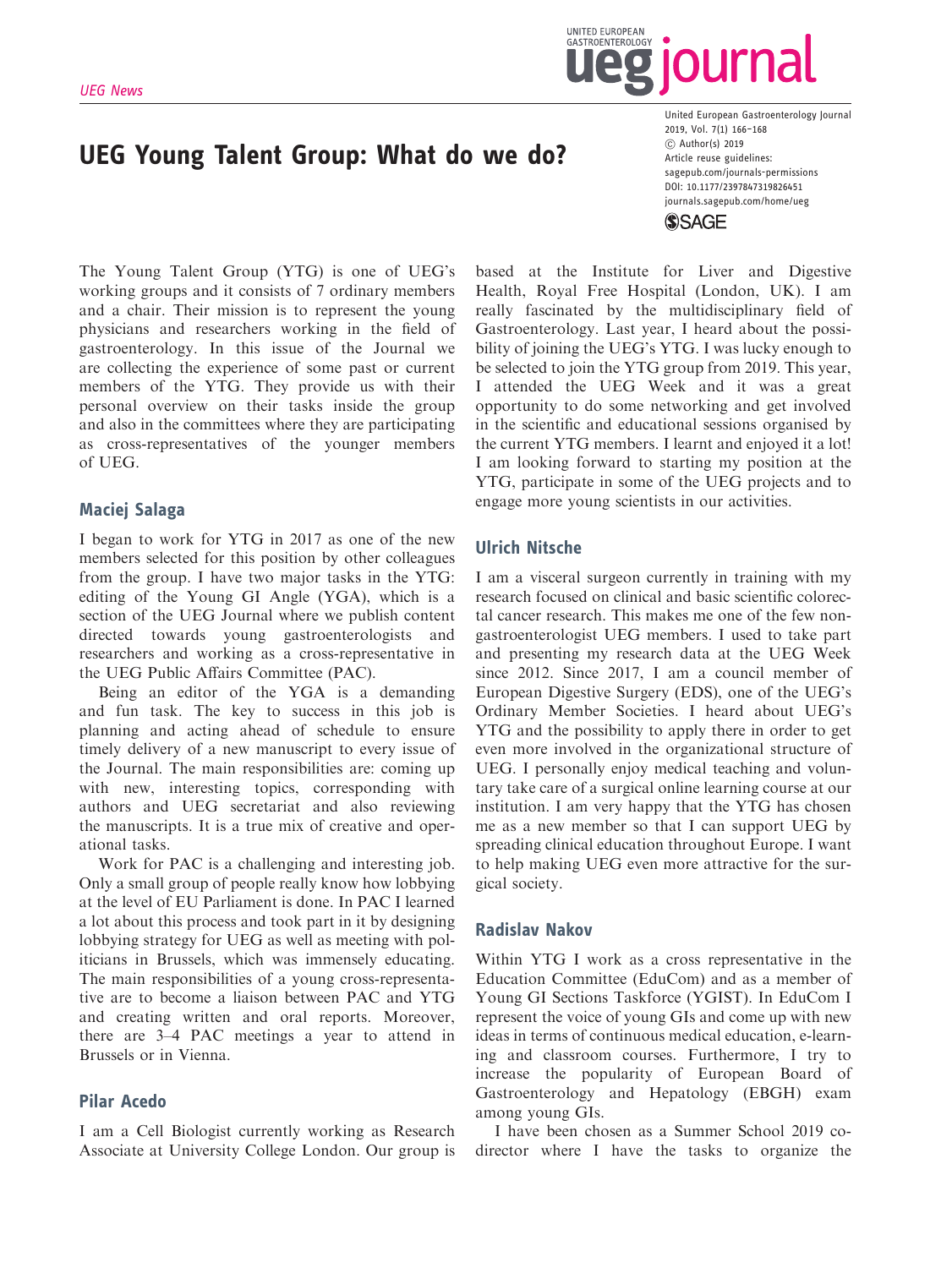UEG News

# UEG Young Talent Group: What do we do?

The Young Talent Group (YTG) is one of UEG's working groups and it consists of 7 ordinary members and a chair. Their mission is to represent the young physicians and researchers working in the field of gastroenterology. In this issue of the Journal we are collecting the experience of some past or current members of the YTG. They provide us with their personal overview on their tasks inside the group and also in the committees where they are participating as cross-representatives of the younger members of UEG.

## Maciej Salaga

I began to work for YTG in 2017 as one of the new members selected for this position by other colleagues from the group. I have two major tasks in the YTG: editing of the Young GI Angle (YGA), which is a section of the UEG Journal where we publish content directed towards young gastroenterologists and researchers and working as a cross-representative in the UEG Public Affairs Committee (PAC).

Being an editor of the YGA is a demanding and fun task. The key to success in this job is planning and acting ahead of schedule to ensure timely delivery of a new manuscript to every issue of the Journal. The main responsibilities are: coming up with new, interesting topics, corresponding with authors and UEG secretariat and also reviewing the manuscripts. It is a true mix of creative and operational tasks.

Work for PAC is a challenging and interesting job. Only a small group of people really know how lobbying at the level of EU Parliament is done. In PAC I learned a lot about this process and took part in it by designing lobbying strategy for UEG as well as meeting with politicians in Brussels, which was immensely educating. The main responsibilities of a young cross-representative are to become a liaison between PAC and YTG and creating written and oral reports. Moreover, there are 3–4 PAC meetings a year to attend in Brussels or in Vienna.

## Pilar Acedo

I am a Cell Biologist currently working as Research Associate at University College London. Our group is based at the Institute for Liver and Digestive Health, Royal Free Hospital (London, UK). I am really fascinated by the multidisciplinary field of Gastroenterology. Last year, I heard about the possibility of joining the UEG's YTG. I was lucky enough to be selected to join the YTG group from 2019. This year, I attended the UEG Week and it was a great opportunity to do some networking and get involved in the scientific and educational sessions organised by the current YTG members. I learnt and enjoyed it a lot! I am looking forward to starting my position at the YTG, participate in some of the UEG projects and to engage more young scientists in our activities.

## Ulrich Nitsche

I am a visceral surgeon currently in training with my research focused on clinical and basic scientific colorectal cancer research. This makes me one of the few non-gastroenterologist UEG members. I used to take part and presenting my research data at the UEG Week since 2012. Since 2017, I am a council member of European Digestive Surgery (EDS), one of the UEG's Ordinary Member Societies. I heard about UEG's YTG and the possibility to apply there in order to get even more involved in the organizational structure of UEG. I personally enjoy medical teaching and voluntary take care of a surgical online learning course at our institution. I am very happy that the YTG has chosen me as a new member so that I can support UEG by spreading clinical education throughout Europe. I want to help making UEG even more attractive for the surgical society.

## Radislav Nakov

Within YTG I work as a cross representative in the Education Committee (EduCom) and as a member of Young GI Sections Taskforce (YGIST). In EduCom I represent the voice of young GIs and come up with new ideas in terms of continuous medical education, e-learning and classroom courses. Furthermore, I try to increase the popularity of European Board of Gastroenterology and Hepatology (EBGH) exam among young GIs.

I have been chosen as a Summer School 2019 co-director where I have the tasks to organize the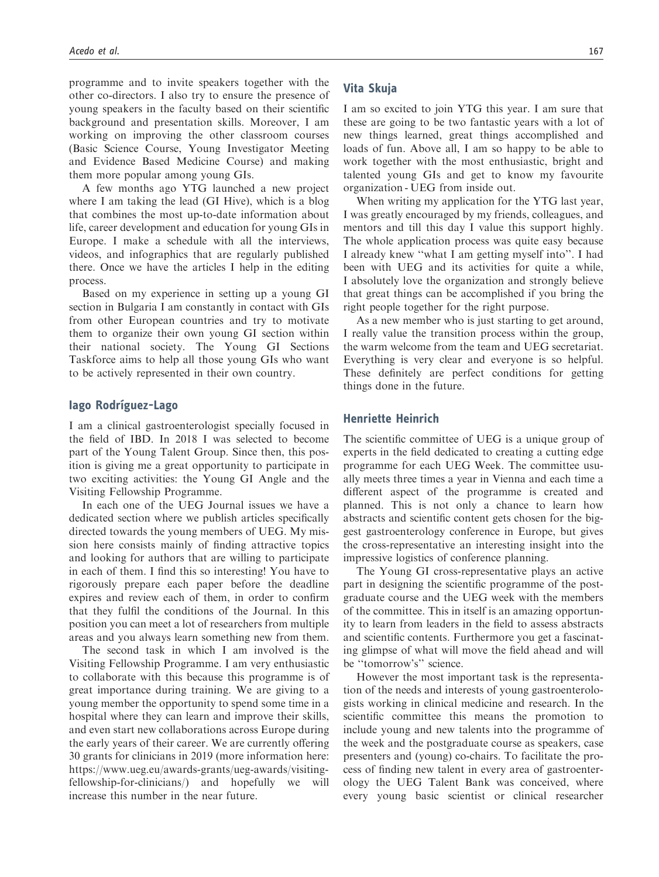programme and to invite speakers together with the other co-directors. I also try to ensure the presence of young speakers in the faculty based on their scientific background and presentation skills. Moreover, I am working on improving the other classroom courses (Basic Science Course, Young Investigator Meeting and Evidence Based Medicine Course) and making them more popular among young GIs.

A few months ago YTG launched a new project where I am taking the lead (GI Hive), which is a blog that combines the most up-to-date information about life, career development and education for young GIs in Europe. I make a schedule with all the interviews, videos, and infographics that are regularly published there. Once we have the articles I help in the editing process.

Based on my experience in setting up a young GI section in Bulgaria I am constantly in contact with GIs from other European countries and try to motivate them to organize their own young GI section within their national society. The Young GI Sections Taskforce aims to help all those young GIs who want to be actively represented in their own country.

## Iago Rodríguez-Lago

I am a clinical gastroenterologist specially focused in the field of IBD. In 2018 I was selected to become part of the Young Talent Group. Since then, this position is giving me a great opportunity to participate in two exciting activities: the Young GI Angle and the Visiting Fellowship Programme.

In each one of the UEG Journal issues we have a dedicated section where we publish articles specifically directed towards the young members of UEG. My mission here consists mainly of finding attractive topics and looking for authors that are willing to participate in each of them. I find this so interesting! You have to rigorously prepare each paper before the deadline expires and review each of them, in order to confirm that they fulfil the conditions of the Journal. In this position you can meet a lot of researchers from multiple areas and you always learn something new from them.

The second task in which I am involved is the Visiting Fellowship Programme. I am very enthusiastic to collaborate with this because this programme is of great importance during training. We are giving to a young member the opportunity to spend some time in a hospital where they can learn and improve their skills, and even start new collaborations across Europe during the early years of their career. We are currently offering 30 grants for clinicians in 2019 (more information here: https://www.ueg.eu/awards-grants/ueg-awards/visiting-fellowship-for-clinicians/) and hopefully we will increase this number in the near future.

## Vita Skuja

I am so excited to join YTG this year. I am sure that these are going to be two fantastic years with a lot of new things learned, great things accomplished and loads of fun. Above all, I am so happy to be able to work together with the most enthusiastic, bright and talented young GIs and get to know my favourite organization - UEG from inside out.

When writing my application for the YTG last year, I was greatly encouraged by my friends, colleagues, and mentors and till this day I value this support highly. The whole application process was quite easy because I already knew "what I am getting myself into". I had been with UEG and its activities for quite a while, I absolutely love the organization and strongly believe that great things can be accomplished if you bring the right people together for the right purpose.

As a new member who is just starting to get around, I really value the transition process within the group, the warm welcome from the team and UEG secretariat. Everything is very clear and everyone is so helpful. These definitely are perfect conditions for getting things done in the future.

## Henriette Heinrich

The scientific committee of UEG is a unique group of experts in the field dedicated to creating a cutting edge programme for each UEG Week. The committee usually meets three times a year in Vienna and each time a different aspect of the programme is created and planned. This is not only a chance to learn how abstracts and scientific content gets chosen for the biggest gastroenterology conference in Europe, but gives the cross-representative an interesting insight into the impressive logistics of conference planning.

The Young GI cross-representative plays an active part in designing the scientific programme of the postgraduate course and the UEG week with the members of the committee. This in itself is an amazing opportunity to learn from leaders in the field to assess abstracts and scientific contents. Furthermore you get a fascinating glimpse of what will move the field ahead and will be "tomorrow's" science.

However the most important task is the representation of the needs and interests of young gastroenterologists working in clinical medicine and research. In the scientific committee this means the promotion to include young and new talents into the programme of the week and the postgraduate course as speakers, case presenters and (young) co-chairs. To facilitate the process of finding new talent in every area of gastroenterology the UEG Talent Bank was conceived, where every young basic scientist or clinical researcher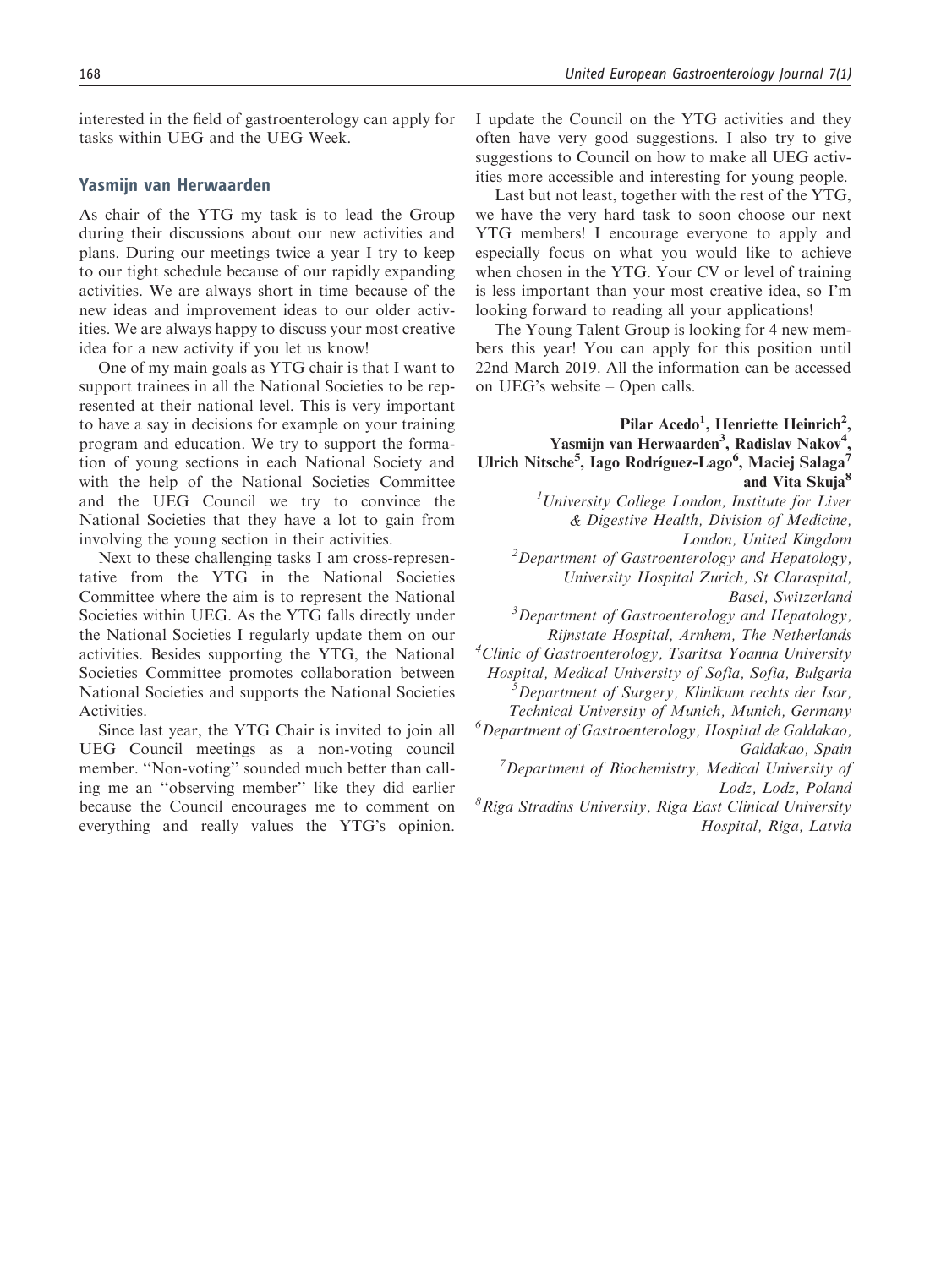interested in the field of gastroenterology can apply for tasks within UEG and the UEG Week.

## Yasmijn van Herwaarden

As chair of the YTG my task is to lead the Group during their discussions about our new activities and plans. During our meetings twice a year I try to keep to our tight schedule because of our rapidly expanding activities. We are always short in time because of the new ideas and improvement ideas to our older activities. We are always happy to discuss your most creative idea for a new activity if you let us know!

One of my main goals as YTG chair is that I want to support trainees in all the National Societies to be represented at their national level. This is very important to have a say in decisions for example on your training program and education. We try to support the formation of young sections in each National Society and with the help of the National Societies Committee and the UEG Council we try to convince the National Societies that they have a lot to gain from involving the young section in their activities.

Next to these challenging tasks I am cross-representative from the YTG in the National Societies Committee where the aim is to represent the National Societies within UEG. As the YTG falls directly under the National Societies I regularly update them on our activities. Besides supporting the YTG, the National Societies Committee promotes collaboration between National Societies and supports the National Societies Activities.

Since last year, the YTG Chair is invited to join all UEG Council meetings as a non-voting council member. "Non-voting" sounded much better than calling me an "observing member" like they did earlier because the Council encourages me to comment on everything and really values the YTG's opinion. I update the Council on the YTG activities and they often have very good suggestions. I also try to give suggestions to Council on how to make all UEG activities more accessible and interesting for young people.

Last but not least, together with the rest of the YTG, we have the very hard task to soon choose our next YTG members! I encourage everyone to apply and especially focus on what you would like to achieve when chosen in the YTG. Your CV or level of training is less important than your most creative idea, so I'm looking forward to reading all your applications!

The Young Talent Group is looking for 4 new members this year! You can apply for this position until 22nd March 2019. All the information can be accessed on UEG's website – Open calls.

**Pilar Acedo[1], Henriette Heinrich[2], Yasmijn van Herwaarden[3], Radislav Nakov[4], Ulrich Nitsche[5], Iago Rodríguez-Lago[6], Maciej Salaga[7] and Vita Skuja[8]**

[1] *University College London, Institute for Liver & Digestive Health, Division of Medicine, London, United Kingdom*

[2] *Department of Gastroenterology and Hepatology, University Hospital Zurich, St Claraspital, Basel, Switzerland*

[3] *Department of Gastroenterology and Hepatology, Rijnstate Hospital, Arnhem, The Netherlands*

[4] *Clinic of Gastroenterology, Tsaritsa Yoanna University Hospital, Medical University of Sofia, Sofia, Bulgaria*

[5] *Department of Surgery, Klinikum rechts der Isar, Technical University of Munich, Munich, Germany*

[6] *Department of Gastroenterology, Hospital de Galdakao, Galdakao, Spain*

[7] *Department of Biochemistry, Medical University of Lodz, Lodz, Poland*

[8] *Riga Stradins University, Riga East Clinical University Hospital, Riga, Latvia*